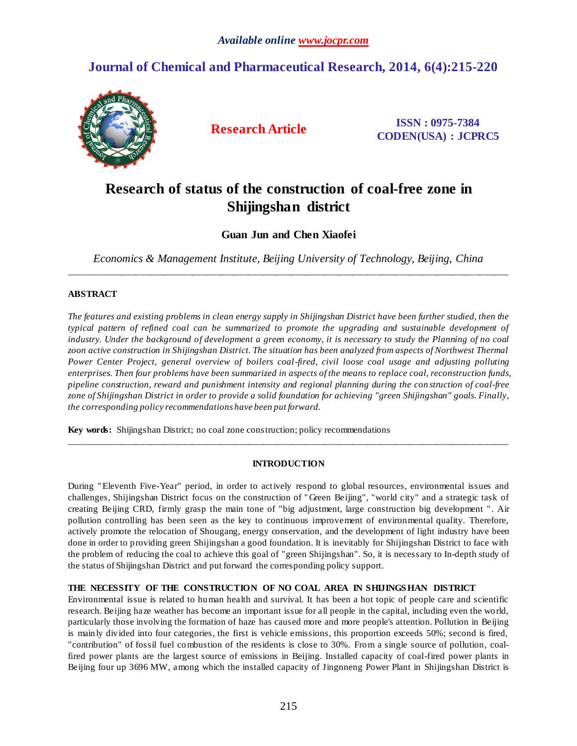*Available online www.jocpr.com*

**Journal of Chemical and Pharmaceutical Research, 2014, 6(4):215-220**

**Research Article**

**ISSN : 0975-7384**
**CODEN(USA) : JCPRC5**

# Research of status of the construction of coal-free zone in Shijingshan district

**Guan Jun and Chen Xiaofei**

*Economics & Management Institute, Beijing University of Technology, Beijing, China*

---

## ABSTRACT

*The features and existing problems in clean energy supply in Shijingshan District have been further studied, then the typical pattern of refined coal can be summarized to promote the upgrading and sustainable development of industry. Under the background of development a green economy, it is necessary to study the Planning of no coal zoon active construction in Shijingshan District. The situation has been analyzed from aspects of Northwest Thermal Power Center Project, general overview of boilers coal-fired, civil loose coal usage and adjusting polluting enterprises. Then four problems have been summarized in aspects of the means to replace coal, reconstruction funds, pipeline construction, reward and punishment intensity and regional planning during the construction of coal-free zone of Shijingshan District in order to provide a solid foundation for achieving "green Shijingshan" goals. Finally, the corresponding policy recommendations have been put forward.*

**Key words:** Shijingshan District; no coal zone construction; policy recommendations

---

## INTRODUCTION

During "Eleventh Five-Year" period, in order to actively respond to global resources, environmental issues and challenges, Shijingshan District focus on the construction of "Green Beijing", "world city" and a strategic task of creating Beijing CRD, firmly grasp the main tone of "big adjustment, large construction big development ". Air pollution controlling has been seen as the key to continuous improvement of environmental quality. Therefore, actively promote the relocation of Shougang, energy conservation, and the development of light industry have been done in order to providing green Shijingshan a good foundation. It is inevitably for Shijingshan District to face with the problem of reducing the coal to achieve this goal of "green Shijingshan". So, it is necessary to In-depth study of the status of Shijingshan District and put forward the corresponding policy support.

## THE NECESSITY OF THE CONSTRUCTION OF NO COAL AREA IN SHIJINGSHAN DISTRICT

Environmental issue is related to human health and survival. It has been a hot topic of people care and scientific research. Beijing haze weather has become an important issue for all people in the capital, including even the world, particularly those involving the formation of haze has caused more and more people's attention. Pollution in Beijing is mainly divided into four categories, the first is vehicle emissions, this proportion exceeds 50%; second is fired, "contribution" of fossil fuel combustion of the residents is close to 30%. From a single source of pollution, coal-fired power plants are the largest source of emissions in Beijing. Installed capacity of coal-fired power plants in Beijing four up 3696 MW, among which the installed capacity of Jingnneng Power Plant in Shijingshan District is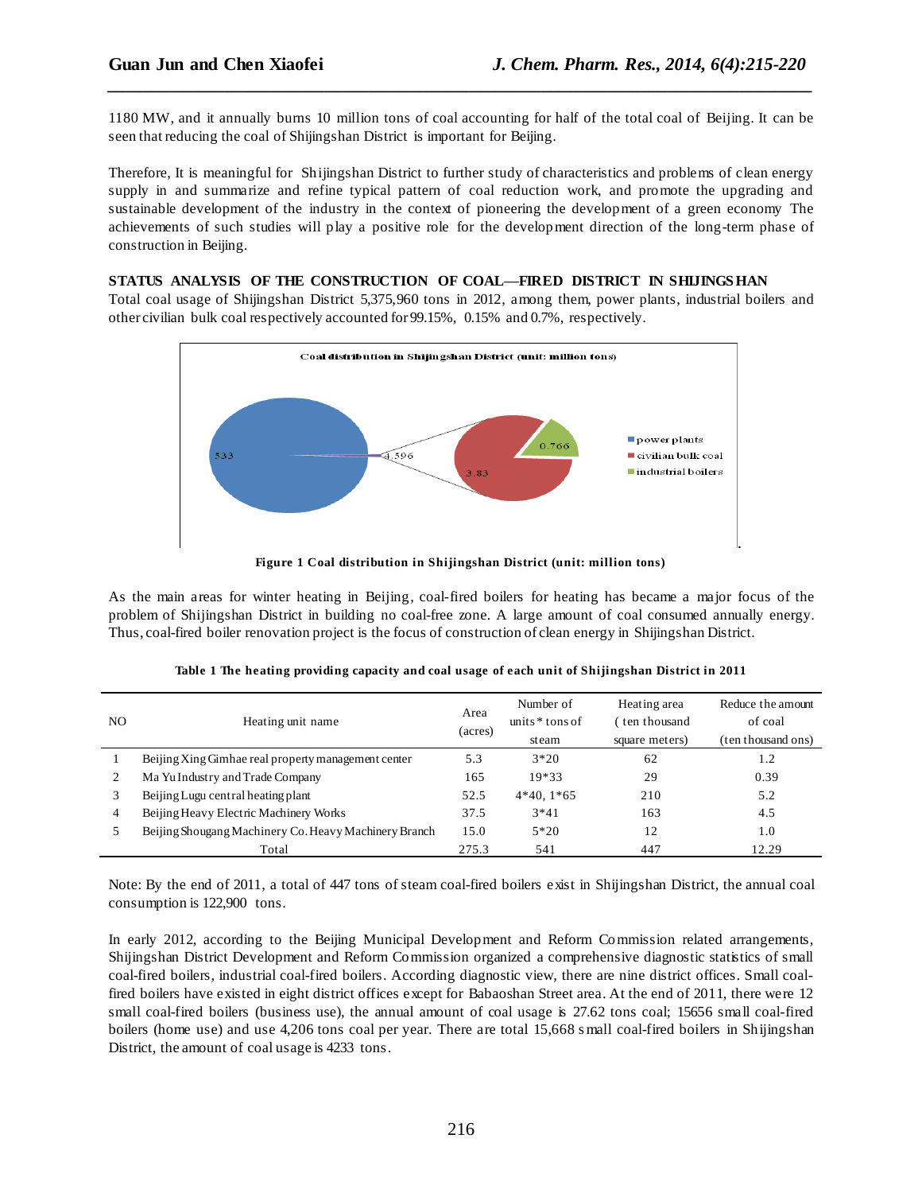1180 MW, and it annually burns 10 million tons of coal accounting for half of the total coal of Beijing. It can be seen that reducing the coal of Shijingshan District is important for Beijing.

Therefore, It is meaningful for Shijingshan District to further study of characteristics and problems of clean energy supply in and summarize and refine typical pattern of coal reduction work, and promote the upgrading and sustainable development of the industry in the context of pioneering the development of a green economy The achievements of such studies will play a positive role for the development direction of the long-term phase of construction in Beijing.

**STATUS ANALYSIS OF THE CONSTRUCTION OF COAL—FIRED DISTRICT IN SHIJINGSHAN**

Total coal usage of Shijingshan District 5,375,960 tons in 2012, among them, power plants, industrial boilers and other civilian bulk coal respectively accounted for 99.15%, 0.15% and 0.7%, respectively.

**Figure 1 Coal distribution in Shijingshan District (unit: million tons)**

As the main areas for winter heating in Beijing, coal-fired boilers for heating has became a major focus of the problem of Shijingshan District in building no coal-free zone. A large amount of coal consumed annually energy. Thus, coal-fired boiler renovation project is the focus of construction of clean energy in Shijingshan District.

**Table 1 The heating providing capacity and coal usage of each unit of Shijingshan District in 2011**

| NO | Heating unit name | Area (acres) | Number of units * tons of steam | Heating area ( ten thousand square meters) | Reduce the amount of coal (ten thousand ons) |
|---|---|---|---|---|---|
| 1 | Beijing Xing Gimhae real property management center | 5.3 | 3*20 | 62 | 1.2 |
| 2 | Ma Yu Industry and Trade Company | 165 | 19*33 | 29 | 0.39 |
| 3 | Beijing Lugu central heating plant | 52.5 | 4*40, 1*65 | 210 | 5.2 |
| 4 | Beijing Heavy Electric Machinery Works | 37.5 | 3*41 | 163 | 4.5 |
| 5 | Beijing Shougang Machinery Co. Heavy Machinery Branch | 15.0 | 5*20 | 12 | 1.0 |
| | Total | 275.3 | 541 | 447 | 12.29 |

Note: By the end of 2011, a total of 447 tons of steam coal-fired boilers exist in Shijingshan District, the annual coal consumption is 122,900 tons.

In early 2012, according to the Beijing Municipal Development and Reform Commission related arrangements, Shijingshan District Development and Reform Commission organized a comprehensive diagnostic statistics of small coal-fired boilers, industrial coal-fired boilers. According diagnostic view, there are nine district offices. Small coal-fired boilers have existed in eight district offices except for Babaoshan Street area. At the end of 2011, there were 12 small coal-fired boilers (business use), the annual amount of coal usage is 27.62 tons coal; 15656 small coal-fired boilers (home use) and use 4,206 tons coal per year. There are total 15,668 small coal-fired boilers in Shijingshan District, the amount of coal usage is 4233 tons.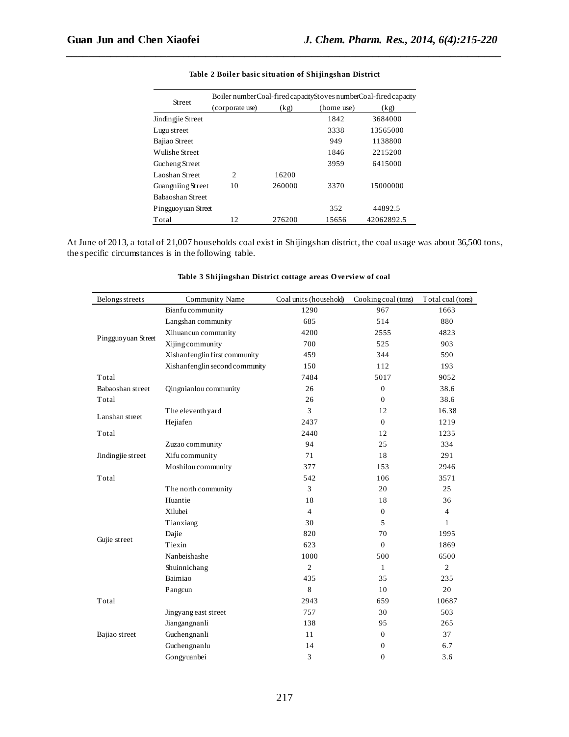**Table 2 Boiler basic situation of Shijingshan District**

| Street | Boiler number (corporate use) | Coal-fired capacity (kg) | Stoves number (home use) | Coal-fired capacity (kg) |
|---|---|---|---|---|
| Jindingjie Street | | | 1842 | 3684000 |
| Lugu street | | | 3338 | 13565000 |
| Bajiao Street | | | 949 | 1138800 |
| Wulishe Street | | | 1846 | 2215200 |
| Gucheng Street | | | 3959 | 6415000 |
| Laoshan Street | 2 | 16200 | | |
| Guangniing Street | 10 | 260000 | 3370 | 15000000 |
| Babaoshan Street | | | | |
| Pingguoyuan Street | | | 352 | 44892.5 |
| Total | 12 | 276200 | 15656 | 42062892.5 |

At June of 2013, a total of 21,007 households coal exist in Shijingshan district, the coal usage was about 36,500 tons, the specific circumstances is in the following table.

**Table 3 Shijingshan District cottage areas Overview of coal**

| Belongs streets | Community Name | Coal units (household) | Cooking coal (tons) | Total coal (tons) |
|---|---|---|---|---|
| Pingguoyuan Street | Bianfu community | 1290 | 967 | 1663 |
| | Langshan community | 685 | 514 | 880 |
| | Xihuancun community | 4200 | 2555 | 4823 |
| | Xijing community | 700 | 525 | 903 |
| | Xishanfenglin first community | 459 | 344 | 590 |
| | Xishanfenglin second community | 150 | 112 | 193 |
| Total | | 7484 | 5017 | 9052 |
| Babaoshan street | Qingnianlou community | 26 | 0 | 38.6 |
| Total | | 26 | 0 | 38.6 |
| Lanshan street | The eleventh yard | 3 | 12 | 16.38 |
| | Hejiafen | 2437 | 0 | 1219 |
| Total | | 2440 | 12 | 1235 |
| Jindingjie street | Zuzao community | 94 | 25 | 334 |
| | Xifu community | 71 | 18 | 291 |
| | Moshilou community | 377 | 153 | 2946 |
| Total | | 542 | 106 | 3571 |
| Gujie street | The north community | 3 | 20 | 25 |
| | Huantie | 18 | 18 | 36 |
| | Xilubei | 4 | 0 | 4 |
| | Tianxiang | 30 | 5 | 1 |
| | Dajie | 820 | 70 | 1995 |
| | Tiexin | 623 | 0 | 1869 |
| | Nanbeishashe | 1000 | 500 | 6500 |
| | Shuinnichang | 2 | 1 | 2 |
| | Baimiao | 435 | 35 | 235 |
| | Pangcun | 8 | 10 | 20 |
| Total | | 2943 | 659 | 10687 |
| Bajiao street | Jingyang east street | 757 | 30 | 503 |
| | Jiangangnanli | 138 | 95 | 265 |
| | Guchengnanli | 11 | 0 | 37 |
| | Guchengnanlu | 14 | 0 | 6.7 |
| | Gongyuanbei | 3 | 0 | 3.6 |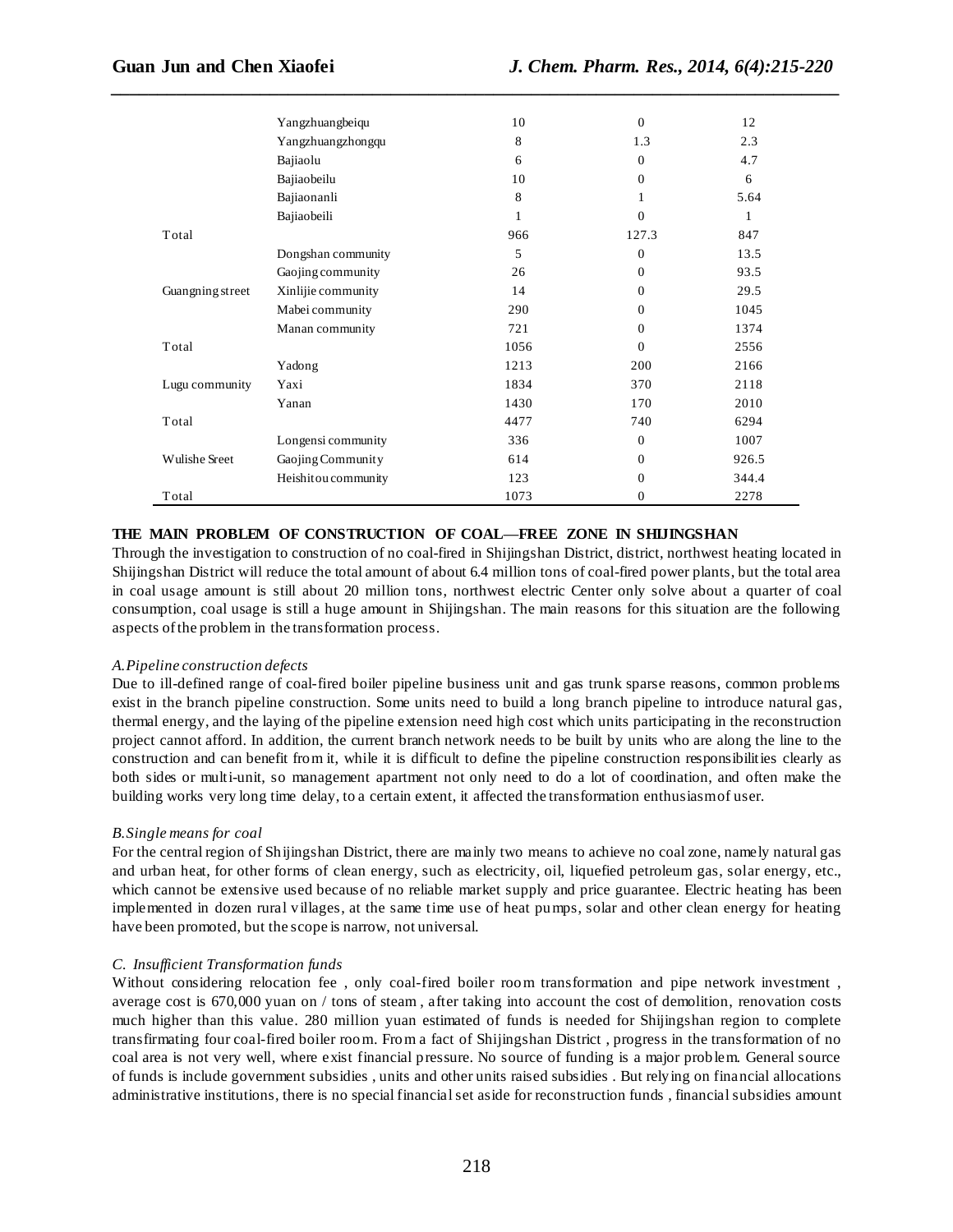| | | | | |
|---|---|---|---|---|
| | Yangzhuangbeiqu | 10 | 0 | 12 |
| | Yangzhuangzhongqu | 8 | 1.3 | 2.3 |
| | Bajiaolu | 6 | 0 | 4.7 |
| | Bajiaobeilu | 10 | 0 | 6 |
| | Bajiaonanli | 8 | 1 | 5.64 |
| | Bajiaobeili | 1 | 0 | 1 |
| Total | | 966 | 127.3 | 847 |
| | Dongshan community | 5 | 0 | 13.5 |
| | Gaojing community | 26 | 0 | 93.5 |
| Guangning street | Xinlijie community | 14 | 0 | 29.5 |
| | Mabei community | 290 | 0 | 1045 |
| | Manan community | 721 | 0 | 1374 |
| Total | | 1056 | 0 | 2556 |
| | Yadong | 1213 | 200 | 2166 |
| Lugu community | Yaxi | 1834 | 370 | 2118 |
| | Yanan | 1430 | 170 | 2010 |
| Total | | 4477 | 740 | 6294 |
| | Longensi community | 336 | 0 | 1007 |
| Wulishe Sreet | Gaojing Community | 614 | 0 | 926.5 |
| | Heishitou community | 123 | 0 | 344.4 |
| Total | | 1073 | 0 | 2278 |

## THE MAIN PROBLEM OF CONSTRUCTION OF COAL—FREE ZONE IN SHIJINGSHAN

Through the investigation to construction of no coal-fired in Shijingshan District, district, northwest heating located in Shijingshan District will reduce the total amount of about 6.4 million tons of coal-fired power plants, but the total area in coal usage amount is still about 20 million tons, northwest electric Center only solve about a quarter of coal consumption, coal usage is still a huge amount in Shijingshan. The main reasons for this situation are the following aspects of the problem in the transformation process.

*A.Pipeline construction defects*

Due to ill-defined range of coal-fired boiler pipeline business unit and gas trunk sparse reasons, common problems exist in the branch pipeline construction. Some units need to build a long branch pipeline to introduce natural gas, thermal energy, and the laying of the pipeline extension need high cost which units participating in the reconstruction project cannot afford. In addition, the current branch network needs to be built by units who are along the line to the construction and can benefit from it, while it is difficult to define the pipeline construction responsibilities clearly as both sides or multi-unit, so management apartment not only need to do a lot of coordination, and often make the building works very long time delay, to a certain extent, it affected the transformation enthusiasm of user.

*B.Single means for coal*

For the central region of Shijingshan District, there are mainly two means to achieve no coal zone, namely natural gas and urban heat, for other forms of clean energy, such as electricity, oil, liquefied petroleum gas, solar energy, etc., which cannot be extensive used because of no reliable market supply and price guarantee. Electric heating has been implemented in dozen rural villages, at the same time use of heat pumps, solar and other clean energy for heating have been promoted, but the scope is narrow, not universal.

*C. Insufficient Transformation funds*

Without considering relocation fee , only coal-fired boiler room transformation and pipe network investment , average cost is 670,000 yuan on / tons of steam , after taking into account the cost of demolition, renovation costs much higher than this value. 280 million yuan estimated of funds is needed for Shijingshan region to complete transfirmating four coal-fired boiler room. From a fact of Shijingshan District , progress in the transformation of no coal area is not very well, where exist financial pressure. No source of funding is a major problem. General source of funds is include government subsidies , units and other units raised subsidies . But relying on financial allocations administrative institutions, there is no special financial set aside for reconstruction funds , financial subsidies amount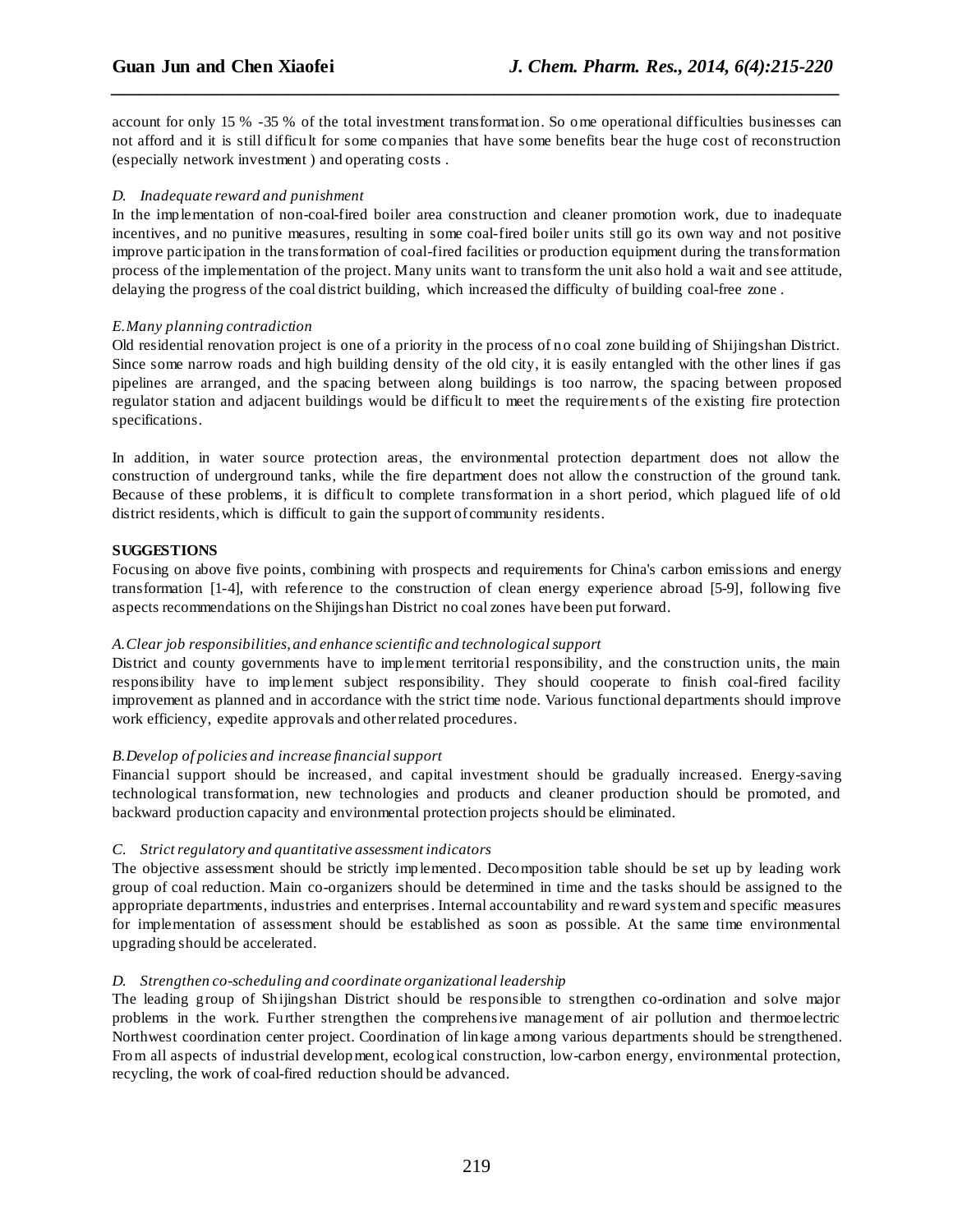account for only 15 % -35 % of the total investment transformation. Some operational difficulties businesses can not afford and it is still difficult for some companies that have some benefits bear the huge cost of reconstruction (especially network investment ) and operating costs .

*D. Inadequate reward and punishment*

In the implementation of non-coal-fired boiler area construction and cleaner promotion work, due to inadequate incentives, and no punitive measures, resulting in some coal-fired boiler units still go its own way and not positive improve participation in the transformation of coal-fired facilities or production equipment during the transformation process of the implementation of the project. Many units want to transform the unit also hold a wait and see attitude, delaying the progress of the coal district building, which increased the difficulty of building coal-free zone .

*E.Many planning contradiction*

Old residential renovation project is one of a priority in the process of no coal zone building of Shijingshan District. Since some narrow roads and high building density of the old city, it is easily entangled with the other lines if gas pipelines are arranged, and the spacing between along buildings is too narrow, the spacing between proposed regulator station and adjacent buildings would be difficult to meet the requirements of the existing fire protection specifications.

In addition, in water source protection areas, the environmental protection department does not allow the construction of underground tanks, while the fire department does not allow the construction of the ground tank. Because of these problems, it is difficult to complete transformation in a short period, which plagued life of old district residents, which is difficult to gain the support of community residents.

**SUGGESTIONS**

Focusing on above five points, combining with prospects and requirements for China's carbon emissions and energy transformation [1-4], with reference to the construction of clean energy experience abroad [5-9], following five aspects recommendations on the Shijingshan District no coal zones have been put forward.

*A.Clear job responsibilities, and enhance scientific and technological support*

District and county governments have to implement territorial responsibility, and the construction units, the main responsibility have to implement subject responsibility. They should cooperate to finish coal-fired facility improvement as planned and in accordance with the strict time node. Various functional departments should improve work efficiency, expedite approvals and other related procedures.

*B.Develop of policies and increase financial support*

Financial support should be increased, and capital investment should be gradually increased. Energy-saving technological transformation, new technologies and products and cleaner production should be promoted, and backward production capacity and environmental protection projects should be eliminated.

*C. Strict regulatory and quantitative assessment indicators*

The objective assessment should be strictly implemented. Decomposition table should be set up by leading work group of coal reduction. Main co-organizers should be determined in time and the tasks should be assigned to the appropriate departments, industries and enterprises. Internal accountability and reward system and specific measures for implementation of assessment should be established as soon as possible. At the same time environmental upgrading should be accelerated.

*D. Strengthen co-scheduling and coordinate organizational leadership*

The leading group of Shijingshan District should be responsible to strengthen co-ordination and solve major problems in the work. Further strengthen the comprehensive management of air pollution and thermoelectric Northwest coordination center project. Coordination of linkage among various departments should be strengthened. From all aspects of industrial development, ecological construction, low-carbon energy, environmental protection, recycling, the work of coal-fired reduction should be advanced.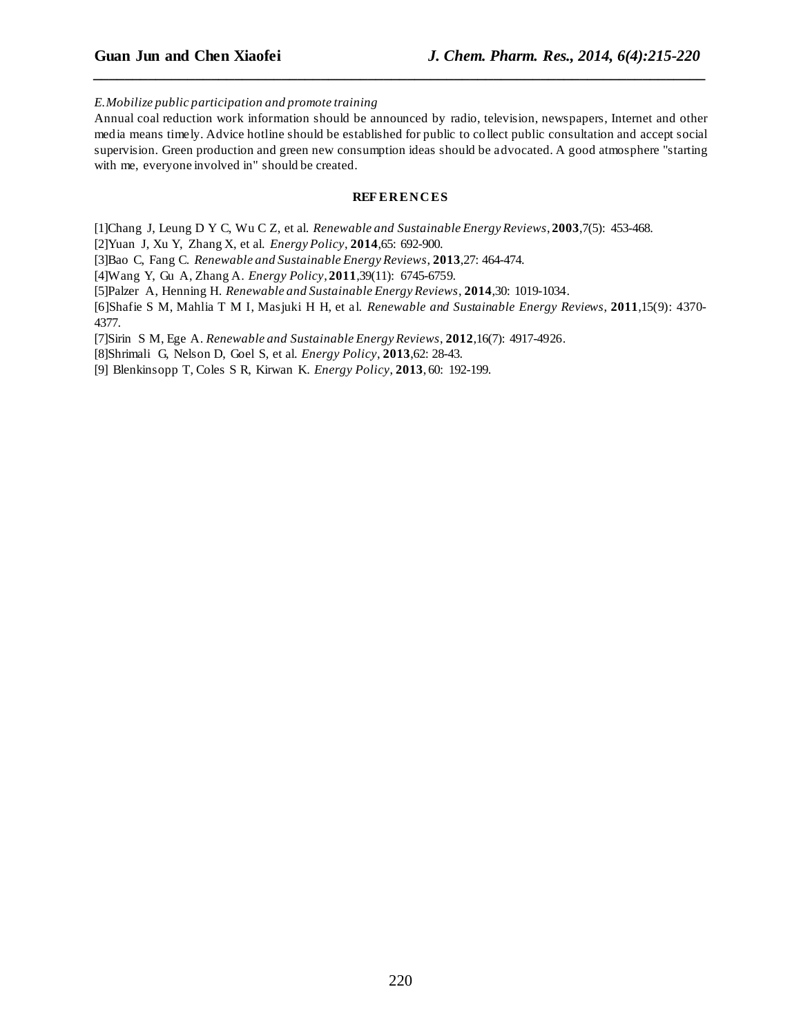*E.Mobilize public participation and promote training*

Annual coal reduction work information should be announced by radio, television, newspapers, Internet and other media means timely. Advice hotline should be established for public to collect public consultation and accept social supervision. Green production and green new consumption ideas should be advocated. A good atmosphere "starting with me, everyone involved in" should be created.

## REFERENCES

[1]Chang J, Leung D Y C, Wu C Z, et al. *Renewable and Sustainable Energy Reviews*, **2003**,7(5): 453-468.

[2]Yuan J, Xu Y, Zhang X, et al. *Energy Policy*, **2014**,65: 692-900.

[3]Bao C, Fang C. *Renewable and Sustainable Energy Reviews*, **2013**,27: 464-474.

[4]Wang Y, Gu A, Zhang A. *Energy Policy*, **2011**,39(11): 6745-6759.

[5]Palzer A, Henning H. *Renewable and Sustainable Energy Reviews*, **2014**,30: 1019-1034.

[6]Shafie S M, Mahlia T M I, Masjuki H H, et al. *Renewable and Sustainable Energy Reviews*, **2011**,15(9): 4370-4377.

[7]Sirin S M, Ege A. *Renewable and Sustainable Energy Reviews*, **2012**,16(7): 4917-4926.

[8]Shrimali G, Nelson D, Goel S, et al. *Energy Policy*, **2013**,62: 28-43.

[9] Blenkinsopp T, Coles S R, Kirwan K. *Energy Policy*, **2013**, 60: 192-199.